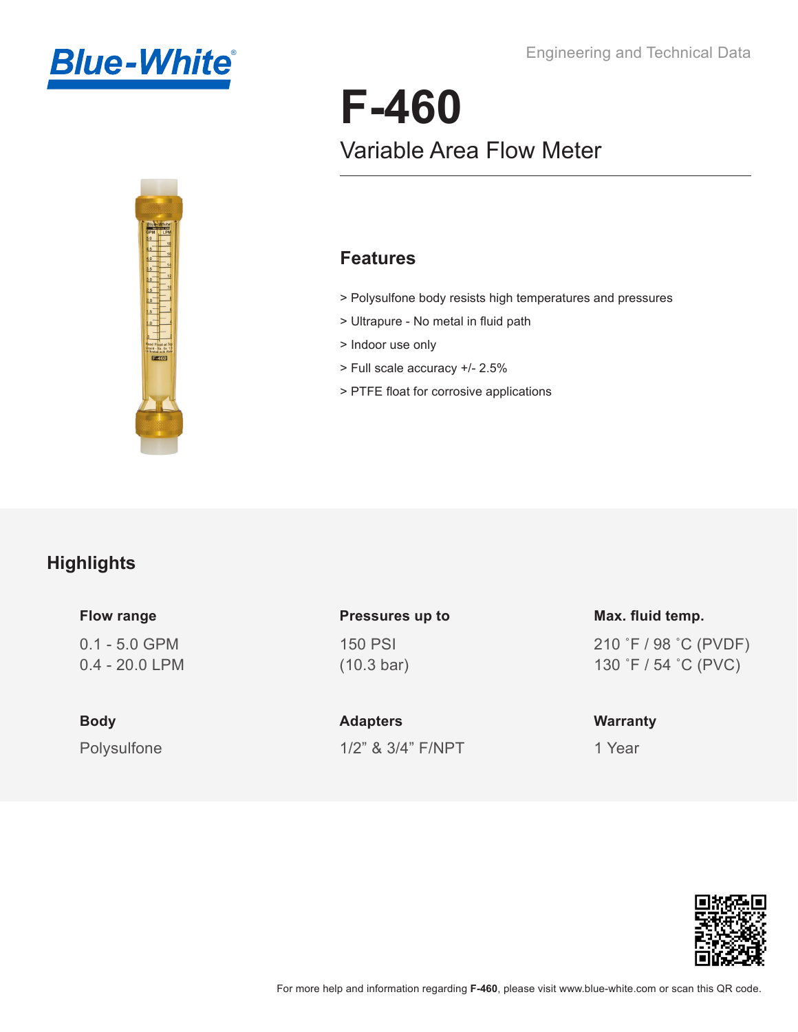Blue-White®

Engineering and Technical Data

# F-460

## Variable Area Flow Meter

### Features

- > Polysulfone body resists high temperatures and pressures
- > Ultrapure - No metal in fluid path
- > Indoor use only
- > Full scale accuracy +/- 2.5%
- > PTFE float for corrosive applications

## Highlights

**Flow range**

0.1 - 5.0 GPM
0.4 - 20.0 LPM

**Pressures up to**

150 PSI
(10.3 bar)

**Max. fluid temp.**

210 ˚F / 98 ˚C (PVDF)
130 ˚F / 54 ˚C (PVC)

**Body**

Polysulfone

**Adapters**

1/2” & 3/4” F/NPT

**Warranty**

1 Year

For more help and information regarding **F-460**, please visit www.blue-white.com or scan this QR code.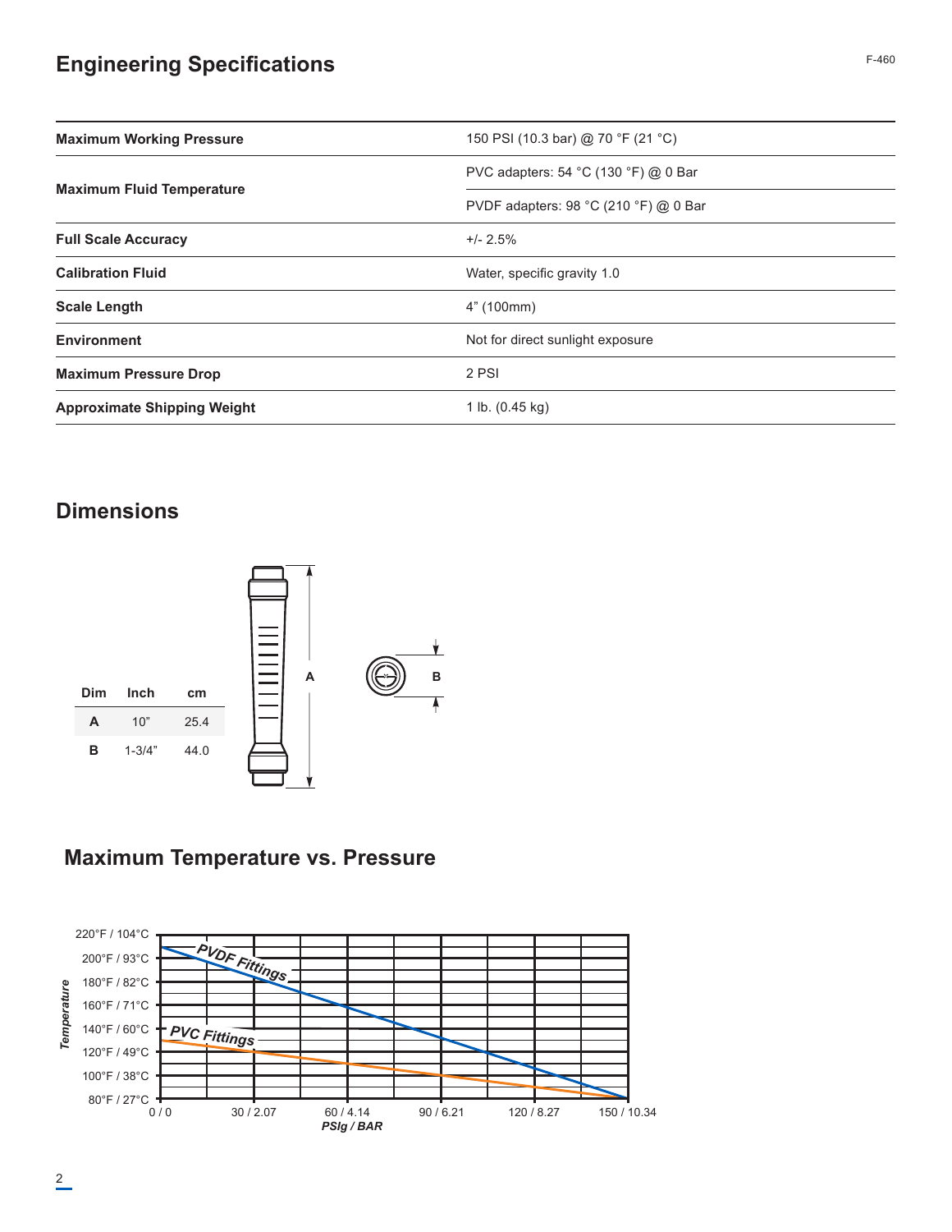## Engineering Specifications

| | |
|---|---|
| **Maximum Working Pressure** | 150 PSI (10.3 bar) @ 70 °F (21 °C) |
| **Maximum Fluid Temperature** | PVC adapters: 54 °C (130 °F) @ 0 Bar |
| | PVDF adapters: 98 °C (210 °F) @ 0 Bar |
| **Full Scale Accuracy** | +/- 2.5% |
| **Calibration Fluid** | Water, specific gravity 1.0 |
| **Scale Length** | 4" (100mm) |
| **Environment** | Not for direct sunlight exposure |
| **Maximum Pressure Drop** | 2 PSI |
| **Approximate Shipping Weight** | 1 lb. (0.45 kg) |

## Dimensions

| Dim | Inch | cm |
|---|---|---|
| **A** | 10" | 25.4 |
| **B** | 1-3/4" | 44.0 |

## Maximum Temperature vs. Pressure

Temperature axis: 80°F / 27°C, 100°F / 38°C, 120°F / 49°C, 140°F / 60°C, 160°F / 71°C, 180°F / 82°C, 200°F / 93°C, 220°F / 104°C

PSIg / BAR axis: 0 / 0, 30 / 2.07, 60 / 4.14, 90 / 6.21, 120 / 8.27, 150 / 10.34

PVDF Fittings

PVC Fittings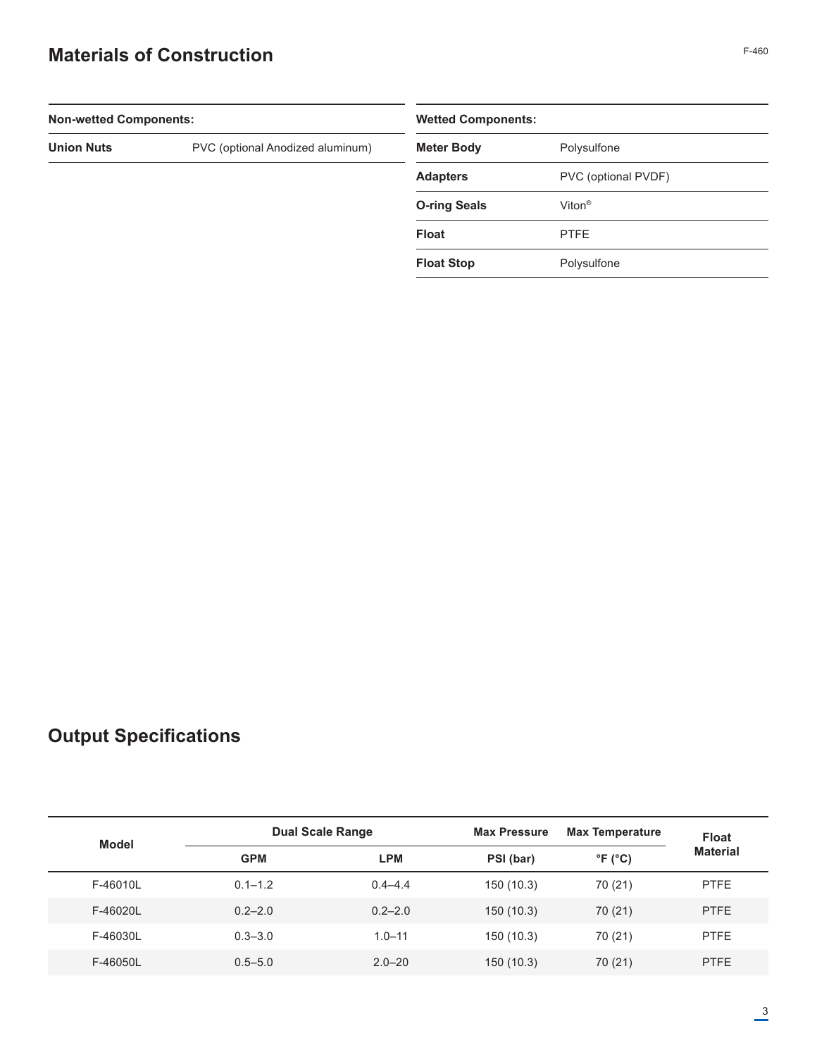## Materials of Construction

| Non-wetted Components: | |
|---|---|
| **Union Nuts** | PVC (optional Anodized aluminum) |

| Wetted Components: | |
|---|---|
| **Meter Body** | Polysulfone |
| **Adapters** | PVC (optional PVDF) |
| **O-ring Seals** | Viton® |
| **Float** | PTFE |
| **Float Stop** | Polysulfone |

## Output Specifications

| Model | Dual Scale Range | | Max Pressure | Max Temperature | Float Material |
|---|---|---|---|---|---|
| | GPM | LPM | PSI (bar) | °F (°C) | |
| F-46010L | 0.1–1.2 | 0.4–4.4 | 150 (10.3) | 70 (21) | PTFE |
| F-46020L | 0.2–2.0 | 0.2–2.0 | 150 (10.3) | 70 (21) | PTFE |
| F-46030L | 0.3–3.0 | 1.0–11 | 150 (10.3) | 70 (21) | PTFE |
| F-46050L | 0.5–5.0 | 2.0–20 | 150 (10.3) | 70 (21) | PTFE |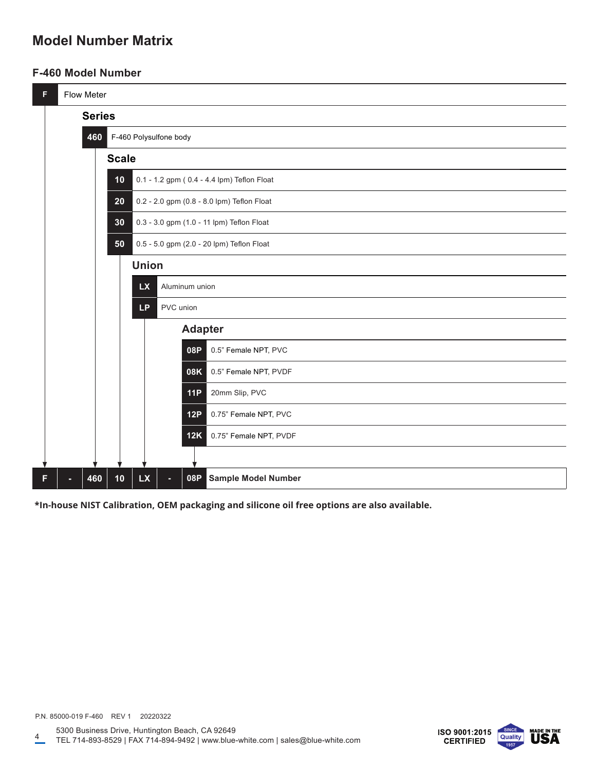# Model Number Matrix

## F-460 Model Number

| | |
|---|---|
| **F** | Flow Meter |

### Series

| | |
|---|---|
| **460** | F-460 Polysulfone body |

### Scale

| | |
|---|---|
| **10** | 0.1 - 1.2 gpm ( 0.4 - 4.4 lpm) Teflon Float |
| **20** | 0.2 - 2.0 gpm (0.8 - 8.0 lpm) Teflon Float |
| **30** | 0.3 - 3.0 gpm (1.0 - 11 lpm) Teflon Float |
| **50** | 0.5 - 5.0 gpm (2.0 - 20 lpm) Teflon Float |

### Union

| | |
|---|---|
| **LX** | Aluminum union |
| **LP** | PVC union |

### Adapter

| | |
|---|---|
| **08P** | 0.5" Female NPT, PVC |
| **08K** | 0.5" Female NPT, PVDF |
| **11P** | 20mm Slip, PVC |
| **12P** | 0.75" Female NPT, PVC |
| **12K** | 0.75" Female NPT, PVDF |

| | | | | | | | |
|---|---|---|---|---|---|---|---|
| **F** | **-** | **460** | **10** | **LX** | **-** | **08P** | **Sample Model Number** |

**\*In-house NIST Calibration, OEM packaging and silicone oil free options are also available.**

P.N. 85000-019 F-460 REV 1 20220322

5300 Business Drive, Huntington Beach, CA 92649
TEL 714-893-8529 | FAX 714-894-9492 | www.blue-white.com | sales@blue-white.com

ISO 9001:2015 CERTIFIED